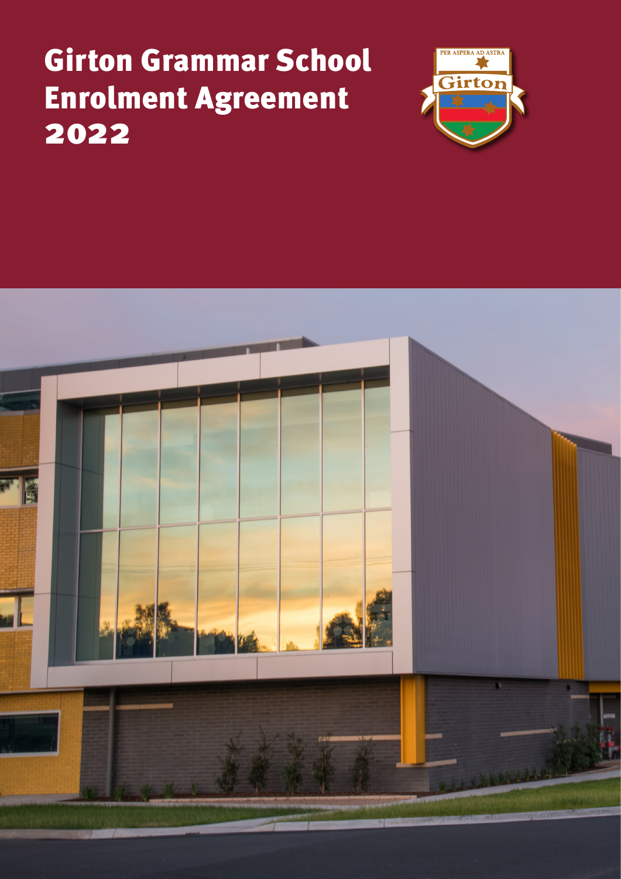# Girton Grammar School Enrolment Agreement 2022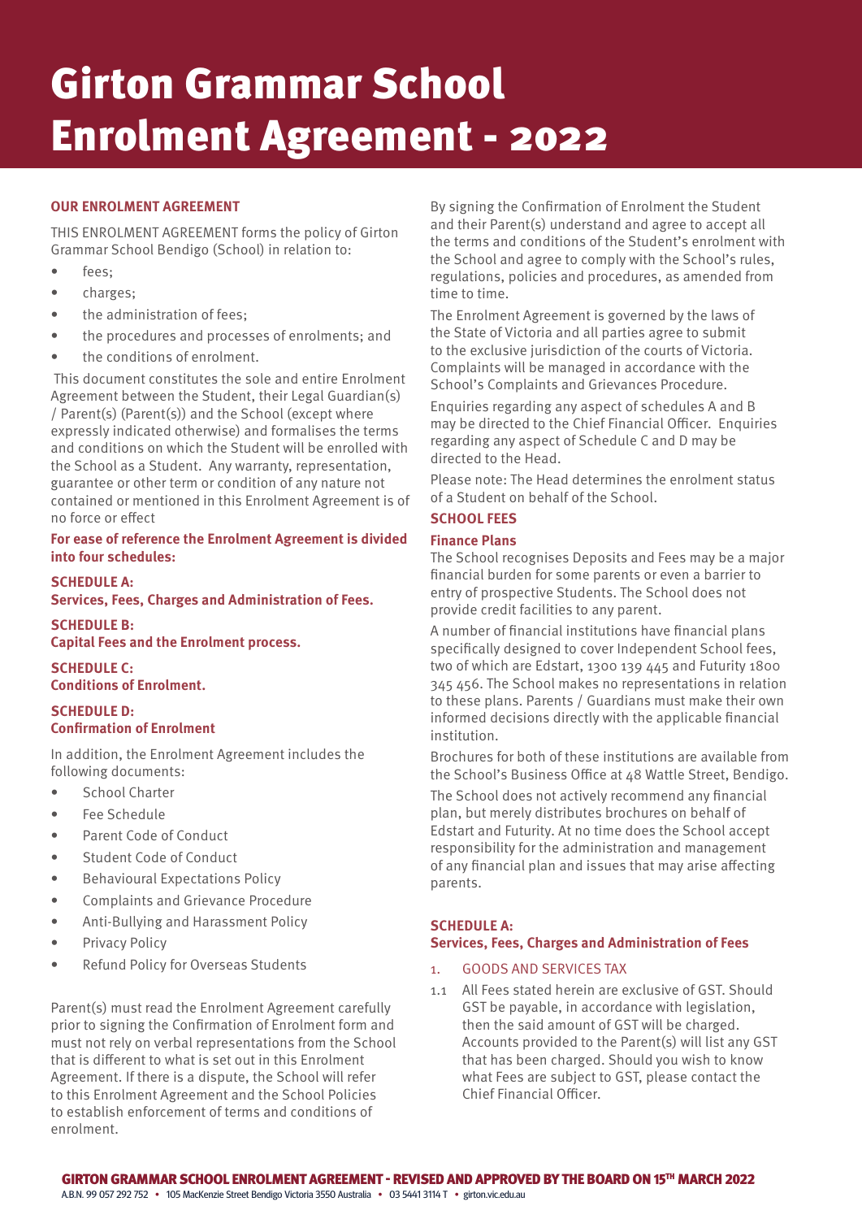# Girton Grammar School Enrolment Agreement - 2022

## OUR ENROLMENT AGREEMENT

THIS ENROLMENT AGREEMENT forms the policy of Girton Grammar School Bendigo (School) in relation to:

- fees;
- charges;
- the administration of fees;
- the procedures and processes of enrolments; and
- the conditions of enrolment.

This document constitutes the sole and entire Enrolment Agreement between the Student, their Legal Guardian(s) / Parent(s) (Parent(s)) and the School (except where expressly indicated otherwise) and formalises the terms and conditions on which the Student will be enrolled with the School as a Student. Any warranty, representation, guarantee or other term or condition of any nature not contained or mentioned in this Enrolment Agreement is of no force or effect

**For ease of reference the Enrolment Agreement is divided into four schedules:**

**SCHEDULE A:**
**Services, Fees, Charges and Administration of Fees.**

**SCHEDULE B:**
**Capital Fees and the Enrolment process.**

**SCHEDULE C:**
**Conditions of Enrolment.**

**SCHEDULE D:**
**Confirmation of Enrolment**

In addition, the Enrolment Agreement includes the following documents:

- School Charter
- Fee Schedule
- Parent Code of Conduct
- Student Code of Conduct
- Behavioural Expectations Policy
- Complaints and Grievance Procedure
- Anti-Bullying and Harassment Policy
- Privacy Policy
- Refund Policy for Overseas Students

Parent(s) must read the Enrolment Agreement carefully prior to signing the Confirmation of Enrolment form and must not rely on verbal representations from the School that is different to what is set out in this Enrolment Agreement. If there is a dispute, the School will refer to this Enrolment Agreement and the School Policies to establish enforcement of terms and conditions of enrolment.

By signing the Confirmation of Enrolment the Student and their Parent(s) understand and agree to accept all the terms and conditions of the Student's enrolment with the School and agree to comply with the School's rules, regulations, policies and procedures, as amended from time to time.

The Enrolment Agreement is governed by the laws of the State of Victoria and all parties agree to submit to the exclusive jurisdiction of the courts of Victoria. Complaints will be managed in accordance with the School's Complaints and Grievances Procedure.

Enquiries regarding any aspect of schedules A and B may be directed to the Chief Financial Officer. Enquiries regarding any aspect of Schedule C and D may be directed to the Head.

Please note: The Head determines the enrolment status of a Student on behalf of the School.

## SCHOOL FEES

### Finance Plans

The School recognises Deposits and Fees may be a major financial burden for some parents or even a barrier to entry of prospective Students. The School does not provide credit facilities to any parent.

A number of financial institutions have financial plans specifically designed to cover Independent School fees, two of which are Edstart, 1300 139 445 and Futurity 1800 345 456. The School makes no representations in relation to these plans. Parents / Guardians must make their own informed decisions directly with the applicable financial institution.

Brochures for both of these institutions are available from the School's Business Office at 48 Wattle Street, Bendigo.

The School does not actively recommend any financial plan, but merely distributes brochures on behalf of Edstart and Futurity. At no time does the School accept responsibility for the administration and management of any financial plan and issues that may arise affecting parents.

## SCHEDULE A:
## Services, Fees, Charges and Administration of Fees

1. GOODS AND SERVICES TAX

1.1 All Fees stated herein are exclusive of GST. Should GST be payable, in accordance with legislation, then the said amount of GST will be charged. Accounts provided to the Parent(s) will list any GST that has been charged. Should you wish to know what Fees are subject to GST, please contact the Chief Financial Officer.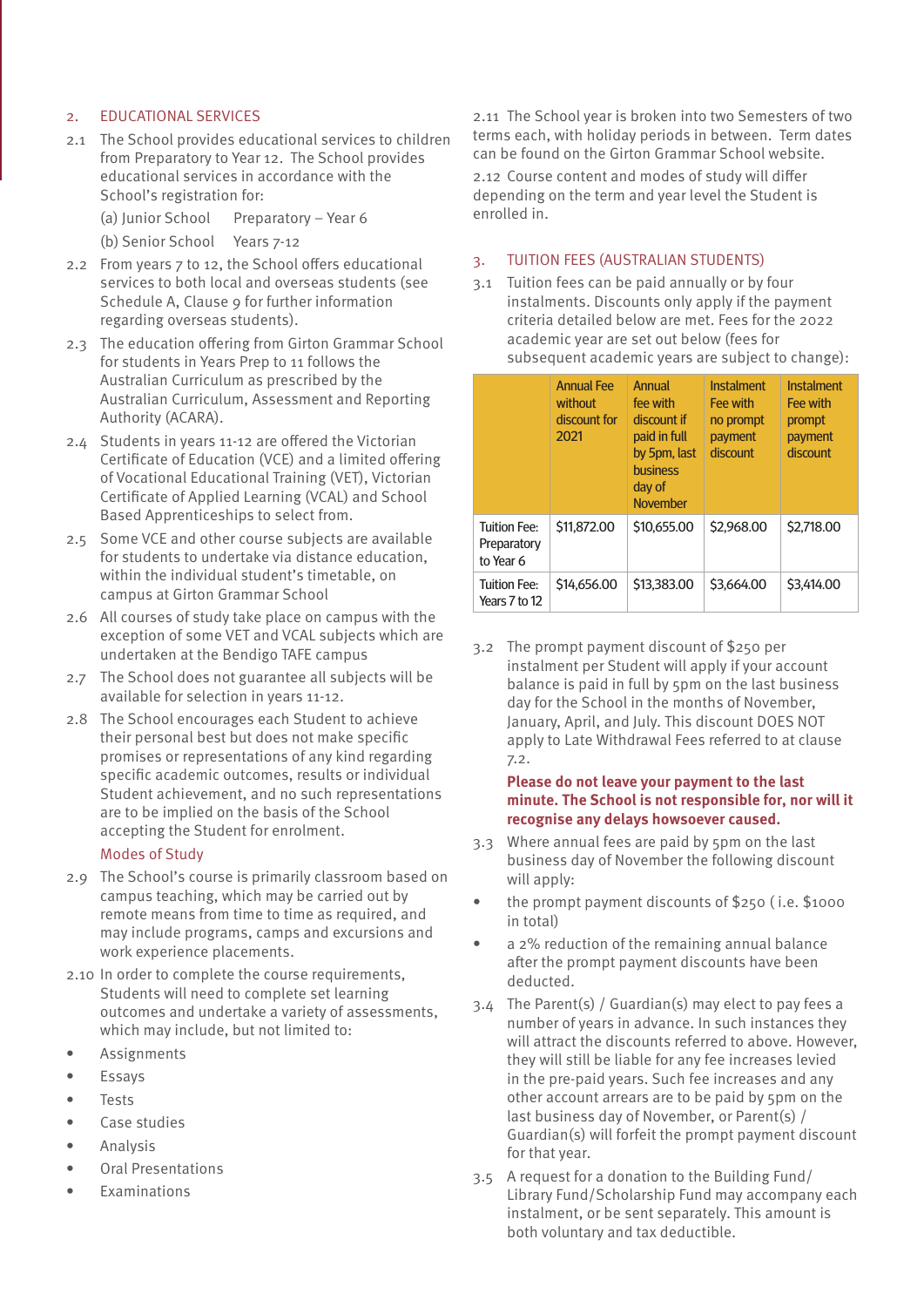## 2. EDUCATIONAL SERVICES

2.1 The School provides educational services to children from Preparatory to Year 12. The School provides educational services in accordance with the School's registration for:

(a) Junior School Preparatory – Year 6

(b) Senior School Years 7-12

2.2 From years 7 to 12, the School offers educational services to both local and overseas students (see Schedule A, Clause 9 for further information regarding overseas students).

2.3 The education offering from Girton Grammar School for students in Years Prep to 11 follows the Australian Curriculum as prescribed by the Australian Curriculum, Assessment and Reporting Authority (ACARA).

2.4 Students in years 11-12 are offered the Victorian Certificate of Education (VCE) and a limited offering of Vocational Educational Training (VET), Victorian Certificate of Applied Learning (VCAL) and School Based Apprenticeships to select from.

2.5 Some VCE and other course subjects are available for students to undertake via distance education, within the individual student's timetable, on campus at Girton Grammar School

2.6 All courses of study take place on campus with the exception of some VET and VCAL subjects which are undertaken at the Bendigo TAFE campus

2.7 The School does not guarantee all subjects will be available for selection in years 11-12.

2.8 The School encourages each Student to achieve their personal best but does not make specific promises or representations of any kind regarding specific academic outcomes, results or individual Student achievement, and no such representations are to be implied on the basis of the School accepting the Student for enrolment.

### Modes of Study

2.9 The School's course is primarily classroom based on campus teaching, which may be carried out by remote means from time to time as required, and may include programs, camps and excursions and work experience placements.

2.10 In order to complete the course requirements, Students will need to complete set learning outcomes and undertake a variety of assessments, which may include, but not limited to:

- Assignments
- Essays
- Tests
- Case studies
- Analysis
- Oral Presentations
- Examinations

2.11 The School year is broken into two Semesters of two terms each, with holiday periods in between. Term dates can be found on the Girton Grammar School website.

2.12 Course content and modes of study will differ depending on the term and year level the Student is enrolled in.

## 3. TUITION FEES (AUSTRALIAN STUDENTS)

3.1 Tuition fees can be paid annually or by four instalments. Discounts only apply if the payment criteria detailed below are met. Fees for the 2022 academic year are set out below (fees for subsequent academic years are subject to change):

| | Annual Fee without discount for 2021 | Annual fee with discount if paid in full by 5pm, last business day of November | Instalment Fee with no prompt payment discount | Instalment Fee with prompt payment discount |
|---|---|---|---|---|
| Tuition Fee: Preparatory to Year 6 | $11,872.00 | $10,655.00 | $2,968.00 | $2,718.00 |
| Tuition Fee: Years 7 to 12 | $14,656.00 | $13,383.00 | $3,664.00 | $3,414.00 |

3.2 The prompt payment discount of $250 per instalment per Student will apply if your account balance is paid in full by 5pm on the last business day for the School in the months of November, January, April, and July. This discount DOES NOT apply to Late Withdrawal Fees referred to at clause 7.2.

**Please do not leave your payment to the last minute. The School is not responsible for, nor will it recognise any delays howsoever caused.**

3.3 Where annual fees are paid by 5pm on the last business day of November the following discount will apply:

- the prompt payment discounts of $250 ( i.e. $1000 in total)
- a 2% reduction of the remaining annual balance after the prompt payment discounts have been deducted.

3.4 The Parent(s) / Guardian(s) may elect to pay fees a number of years in advance. In such instances they will attract the discounts referred to above. However, they will still be liable for any fee increases levied in the pre-paid years. Such fee increases and any other account arrears are to be paid by 5pm on the last business day of November, or Parent(s) / Guardian(s) will forfeit the prompt payment discount for that year.

3.5 A request for a donation to the Building Fund/ Library Fund/Scholarship Fund may accompany each instalment, or be sent separately. This amount is both voluntary and tax deductible.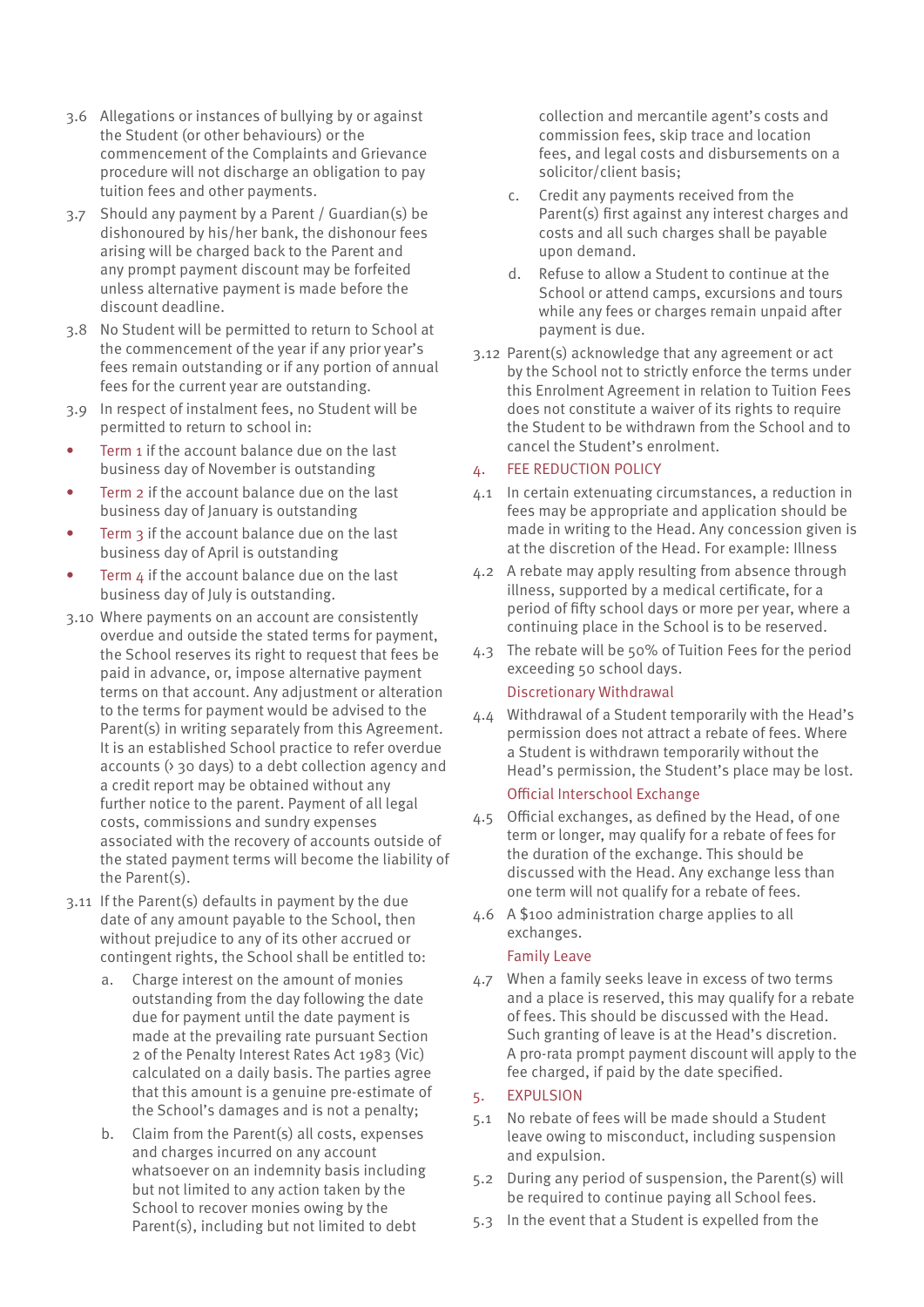3.6 Allegations or instances of bullying by or against the Student (or other behaviours) or the commencement of the Complaints and Grievance procedure will not discharge an obligation to pay tuition fees and other payments.

3.7 Should any payment by a Parent / Guardian(s) be dishonoured by his/her bank, the dishonour fees arising will be charged back to the Parent and any prompt payment discount may be forfeited unless alternative payment is made before the discount deadline.

3.8 No Student will be permitted to return to School at the commencement of the year if any prior year's fees remain outstanding or if any portion of annual fees for the current year are outstanding.

3.9 In respect of instalment fees, no Student will be permitted to return to school in:

- Term 1 if the account balance due on the last business day of November is outstanding
- Term 2 if the account balance due on the last business day of January is outstanding
- Term 3 if the account balance due on the last business day of April is outstanding
- Term 4 if the account balance due on the last business day of July is outstanding.

3.10 Where payments on an account are consistently overdue and outside the stated terms for payment, the School reserves its right to request that fees be paid in advance, or, impose alternative payment terms on that account. Any adjustment or alteration to the terms for payment would be advised to the Parent(s) in writing separately from this Agreement. It is an established School practice to refer overdue accounts (> 30 days) to a debt collection agency and a credit report may be obtained without any further notice to the parent. Payment of all legal costs, commissions and sundry expenses associated with the recovery of accounts outside of the stated payment terms will become the liability of the Parent(s).

3.11 If the Parent(s) defaults in payment by the due date of any amount payable to the School, then without prejudice to any of its other accrued or contingent rights, the School shall be entitled to:

a. Charge interest on the amount of monies outstanding from the day following the date due for payment until the date payment is made at the prevailing rate pursuant Section 2 of the Penalty Interest Rates Act 1983 (Vic) calculated on a daily basis. The parties agree that this amount is a genuine pre-estimate of the School's damages and is not a penalty;

b. Claim from the Parent(s) all costs, expenses and charges incurred on any account whatsoever on an indemnity basis including but not limited to any action taken by the School to recover monies owing by the Parent(s), including but not limited to debt collection and mercantile agent's costs and commission fees, skip trace and location fees, and legal costs and disbursements on a solicitor/client basis;

c. Credit any payments received from the Parent(s) first against any interest charges and costs and all such charges shall be payable upon demand.

d. Refuse to allow a Student to continue at the School or attend camps, excursions and tours while any fees or charges remain unpaid after payment is due.

3.12 Parent(s) acknowledge that any agreement or act by the School not to strictly enforce the terms under this Enrolment Agreement in relation to Tuition Fees does not constitute a waiver of its rights to require the Student to be withdrawn from the School and to cancel the Student's enrolment.

## 4. FEE REDUCTION POLICY

4.1 In certain extenuating circumstances, a reduction in fees may be appropriate and application should be made in writing to the Head. Any concession given is at the discretion of the Head. For example: Illness

4.2 A rebate may apply resulting from absence through illness, supported by a medical certificate, for a period of fifty school days or more per year, where a continuing place in the School is to be reserved.

4.3 The rebate will be 50% of Tuition Fees for the period exceeding 50 school days.

### Discretionary Withdrawal

4.4 Withdrawal of a Student temporarily with the Head's permission does not attract a rebate of fees. Where a Student is withdrawn temporarily without the Head's permission, the Student's place may be lost.

### Official Interschool Exchange

4.5 Official exchanges, as defined by the Head, of one term or longer, may qualify for a rebate of fees for the duration of the exchange. This should be discussed with the Head. Any exchange less than one term will not qualify for a rebate of fees.

4.6 A $100 administration charge applies to all exchanges.

### Family Leave

4.7 When a family seeks leave in excess of two terms and a place is reserved, this may qualify for a rebate of fees. This should be discussed with the Head. Such granting of leave is at the Head's discretion. A pro-rata prompt payment discount will apply to the fee charged, if paid by the date specified.

## 5. EXPULSION

5.1 No rebate of fees will be made should a Student leave owing to misconduct, including suspension and expulsion.

5.2 During any period of suspension, the Parent(s) will be required to continue paying all School fees.

5.3 In the event that a Student is expelled from the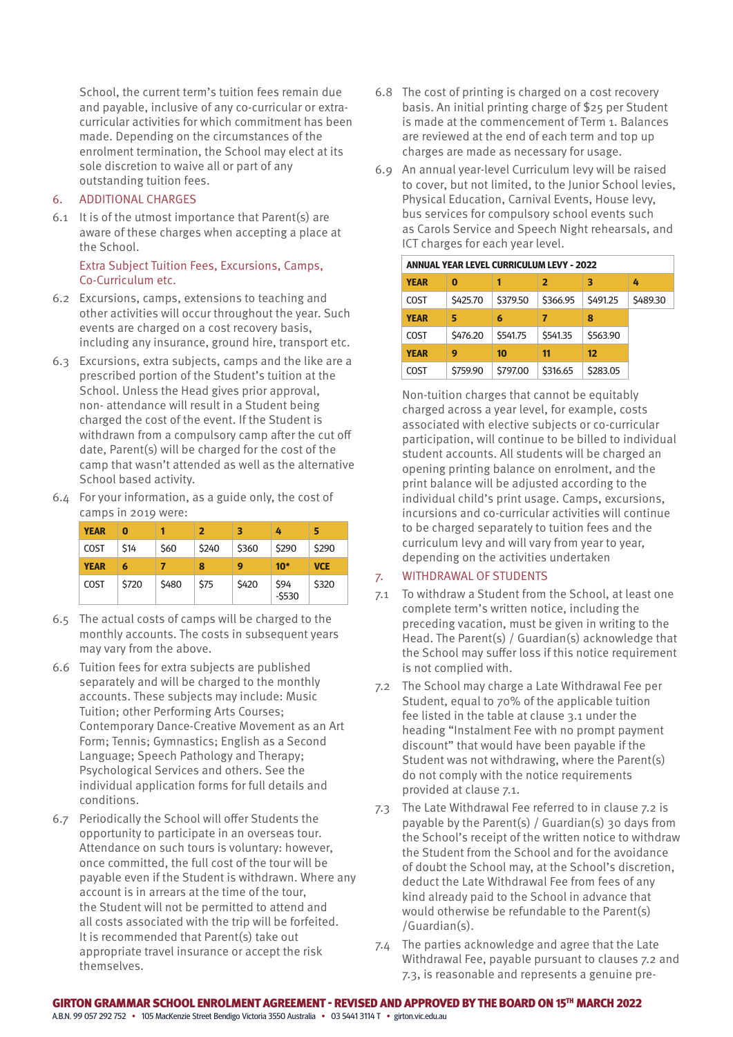School, the current term's tuition fees remain due and payable, inclusive of any co-curricular or extra-curricular activities for which commitment has been made. Depending on the circumstances of the enrolment termination, the School may elect at its sole discretion to waive all or part of any outstanding tuition fees.

## 6. ADDITIONAL CHARGES

6.1 It is of the utmost importance that Parent(s) are aware of these charges when accepting a place at the School.

### Extra Subject Tuition Fees, Excursions, Camps, Co-Curriculum etc.

6.2 Excursions, camps, extensions to teaching and other activities will occur throughout the year. Such events are charged on a cost recovery basis, including any insurance, ground hire, transport etc.

6.3 Excursions, extra subjects, camps and the like are a prescribed portion of the Student's tuition at the School. Unless the Head gives prior approval, non- attendance will result in a Student being charged the cost of the event. If the Student is withdrawn from a compulsory camp after the cut off date, Parent(s) will be charged for the cost of the camp that wasn't attended as well as the alternative School based activity.

6.4 For your information, as a guide only, the cost of camps in 2019 were:

| YEAR | 0 | 1 | 2 | 3 | 4 | 5 |
|---|---|---|---|---|---|---|
| COST | $14 | $60 | $240 | $360 | $290 | $290 |
| **YEAR** | **6** | **7** | **8** | **9** | **10*** | **VCE** |
| COST | $720 | $480 | $75 | $420 | $94 -$530 | $320 |

6.5 The actual costs of camps will be charged to the monthly accounts. The costs in subsequent years may vary from the above.

6.6 Tuition fees for extra subjects are published separately and will be charged to the monthly accounts. These subjects may include: Music Tuition; other Performing Arts Courses; Contemporary Dance-Creative Movement as an Art Form; Tennis; Gymnastics; English as a Second Language; Speech Pathology and Therapy; Psychological Services and others. See the individual application forms for full details and conditions.

6.7 Periodically the School will offer Students the opportunity to participate in an overseas tour. Attendance on such tours is voluntary: however, once committed, the full cost of the tour will be payable even if the Student is withdrawn. Where any account is in arrears at the time of the tour, the Student will not be permitted to attend and all costs associated with the trip will be forfeited. It is recommended that Parent(s) take out appropriate travel insurance or accept the risk themselves.

6.8 The cost of printing is charged on a cost recovery basis. An initial printing charge of $25 per Student is made at the commencement of Term 1. Balances are reviewed at the end of each term and top up charges are made as necessary for usage.

6.9 An annual year-level Curriculum levy will be raised to cover, but not limited, to the Junior School levies, Physical Education, Carnival Events, House levy, bus services for compulsory school events such as Carols Service and Speech Night rehearsals, and ICT charges for each year level.

**ANNUAL YEAR LEVEL CURRICULUM LEVY - 2022**

| YEAR | 0 | 1 | 2 | 3 | 4 |
|---|---|---|---|---|---|
| COST | $425.70 | $379.50 | $366.95 | $491.25 | $489.30 |
| **YEAR** | **5** | **6** | **7** | **8** | |
| COST | $476.20 | $541.75 | $541.35 | $563.90 | |
| **YEAR** | **9** | **10** | **11** | **12** | |
| COST | $759.90 | $797.00 | $316.65 | $283.05 | |

Non-tuition charges that cannot be equitably charged across a year level, for example, costs associated with elective subjects or co-curricular participation, will continue to be billed to individual student accounts. All students will be charged an opening printing balance on enrolment, and the print balance will be adjusted according to the individual child's print usage. Camps, excursions, incursions and co-curricular activities will continue to be charged separately to tuition fees and the curriculum levy and will vary from year to year, depending on the activities undertaken

## 7. WITHDRAWAL OF STUDENTS

7.1 To withdraw a Student from the School, at least one complete term's written notice, including the preceding vacation, must be given in writing to the Head. The Parent(s) / Guardian(s) acknowledge that the School may suffer loss if this notice requirement is not complied with.

7.2 The School may charge a Late Withdrawal Fee per Student, equal to 70% of the applicable tuition fee listed in the table at clause 3.1 under the heading "Instalment Fee with no prompt payment discount" that would have been payable if the Student was not withdrawing, where the Parent(s) do not comply with the notice requirements provided at clause 7.1.

7.3 The Late Withdrawal Fee referred to in clause 7.2 is payable by the Parent(s) / Guardian(s) 30 days from the School's receipt of the written notice to withdraw the Student from the School and for the avoidance of doubt the School may, at the School's discretion, deduct the Late Withdrawal Fee from fees of any kind already paid to the School in advance that would otherwise be refundable to the Parent(s) /Guardian(s).

7.4 The parties acknowledge and agree that the Late Withdrawal Fee, payable pursuant to clauses 7.2 and 7.3, is reasonable and represents a genuine pre-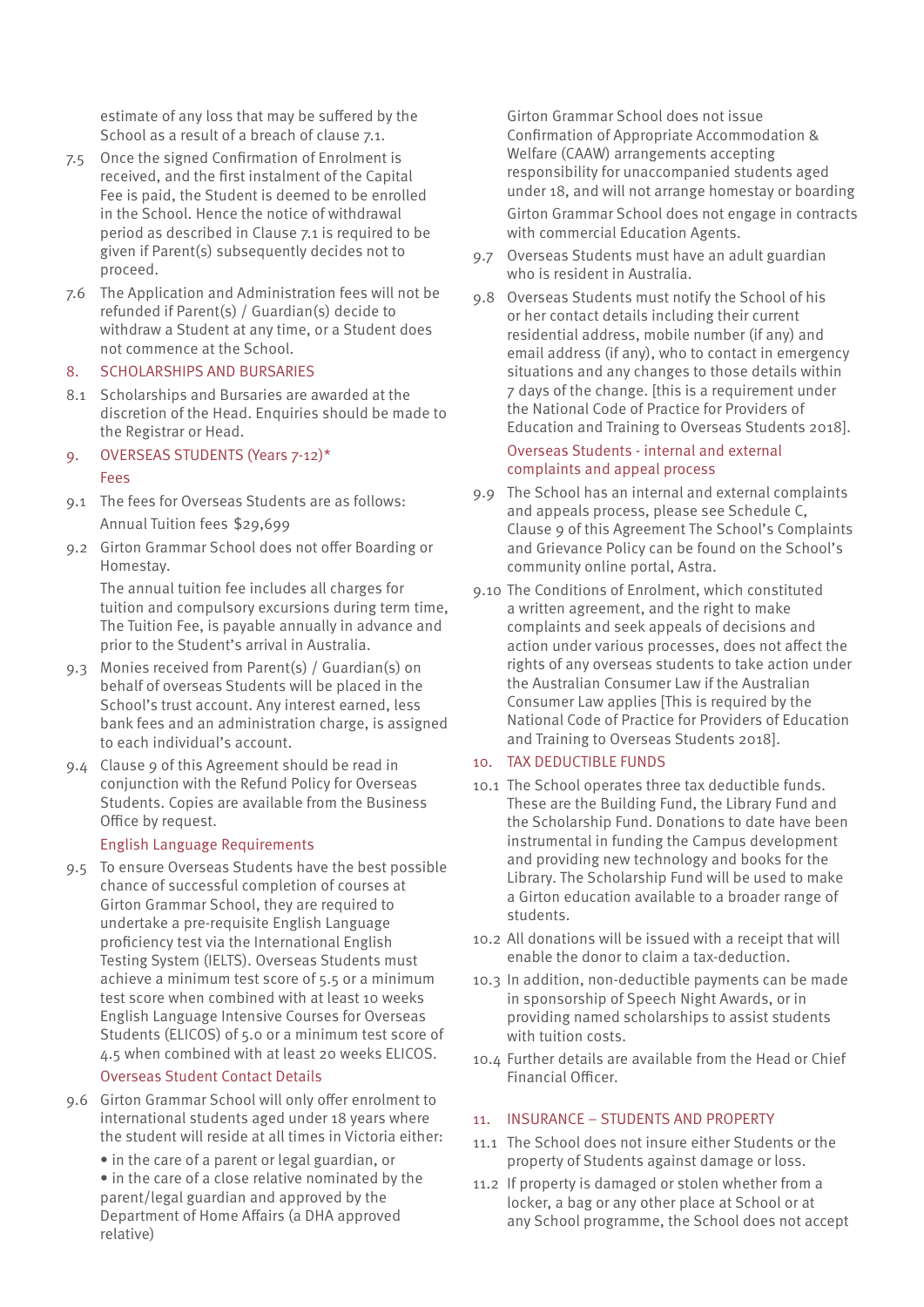estimate of any loss that may be suffered by the School as a result of a breach of clause 7.1.

7.5 Once the signed Confirmation of Enrolment is received, and the first instalment of the Capital Fee is paid, the Student is deemed to be enrolled in the School. Hence the notice of withdrawal period as described in Clause 7.1 is required to be given if Parent(s) subsequently decides not to proceed.

7.6 The Application and Administration fees will not be refunded if Parent(s) / Guardian(s) decide to withdraw a Student at any time, or a Student does not commence at the School.

## 8. SCHOLARSHIPS AND BURSARIES

8.1 Scholarships and Bursaries are awarded at the discretion of the Head. Enquiries should be made to the Registrar or Head.

## 9. OVERSEAS STUDENTS (Years 7-12)*

### Fees

9.1 The fees for Overseas Students are as follows:

Annual Tuition fees $29,699

9.2 Girton Grammar School does not offer Boarding or Homestay.

The annual tuition fee includes all charges for tuition and compulsory excursions during term time, The Tuition Fee, is payable annually in advance and prior to the Student's arrival in Australia.

9.3 Monies received from Parent(s) / Guardian(s) on behalf of overseas Students will be placed in the School's trust account. Any interest earned, less bank fees and an administration charge, is assigned to each individual's account.

9.4 Clause 9 of this Agreement should be read in conjunction with the Refund Policy for Overseas Students. Copies are available from the Business Office by request.

### English Language Requirements

9.5 To ensure Overseas Students have the best possible chance of successful completion of courses at Girton Grammar School, they are required to undertake a pre-requisite English Language proficiency test via the International English Testing System (IELTS). Overseas Students must achieve a minimum test score of 5.5 or a minimum test score when combined with at least 10 weeks English Language Intensive Courses for Overseas Students (ELICOS) of 5.0 or a minimum test score of 4.5 when combined with at least 20 weeks ELICOS.

### Overseas Student Contact Details

9.6 Girton Grammar School will only offer enrolment to international students aged under 18 years where the student will reside at all times in Victoria either:

- in the care of a parent or legal guardian, or
- in the care of a close relative nominated by the parent/legal guardian and approved by the Department of Home Affairs (a DHA approved relative)

Girton Grammar School does not issue Confirmation of Appropriate Accommodation & Welfare (CAAW) arrangements accepting responsibility for unaccompanied students aged under 18, and will not arrange homestay or boarding

Girton Grammar School does not engage in contracts with commercial Education Agents.

9.7 Overseas Students must have an adult guardian who is resident in Australia.

9.8 Overseas Students must notify the School of his or her contact details including their current residential address, mobile number (if any) and email address (if any), who to contact in emergency situations and any changes to those details within 7 days of the change. [this is a requirement under the National Code of Practice for Providers of Education and Training to Overseas Students 2018].

### Overseas Students - internal and external complaints and appeal process

9.9 The School has an internal and external complaints and appeals process, please see Schedule C, Clause 9 of this Agreement The School's Complaints and Grievance Policy can be found on the School's community online portal, Astra.

9.10 The Conditions of Enrolment, which constituted a written agreement, and the right to make complaints and seek appeals of decisions and action under various processes, does not affect the rights of any overseas students to take action under the Australian Consumer Law if the Australian Consumer Law applies [This is required by the National Code of Practice for Providers of Education and Training to Overseas Students 2018].

## 10. TAX DEDUCTIBLE FUNDS

10.1 The School operates three tax deductible funds. These are the Building Fund, the Library Fund and the Scholarship Fund. Donations to date have been instrumental in funding the Campus development and providing new technology and books for the Library. The Scholarship Fund will be used to make a Girton education available to a broader range of students.

10.2 All donations will be issued with a receipt that will enable the donor to claim a tax-deduction.

10.3 In addition, non-deductible payments can be made in sponsorship of Speech Night Awards, or in providing named scholarships to assist students with tuition costs.

10.4 Further details are available from the Head or Chief Financial Officer.

## 11. INSURANCE – STUDENTS AND PROPERTY

11.1 The School does not insure either Students or the property of Students against damage or loss.

11.2 If property is damaged or stolen whether from a locker, a bag or any other place at School or at any School programme, the School does not accept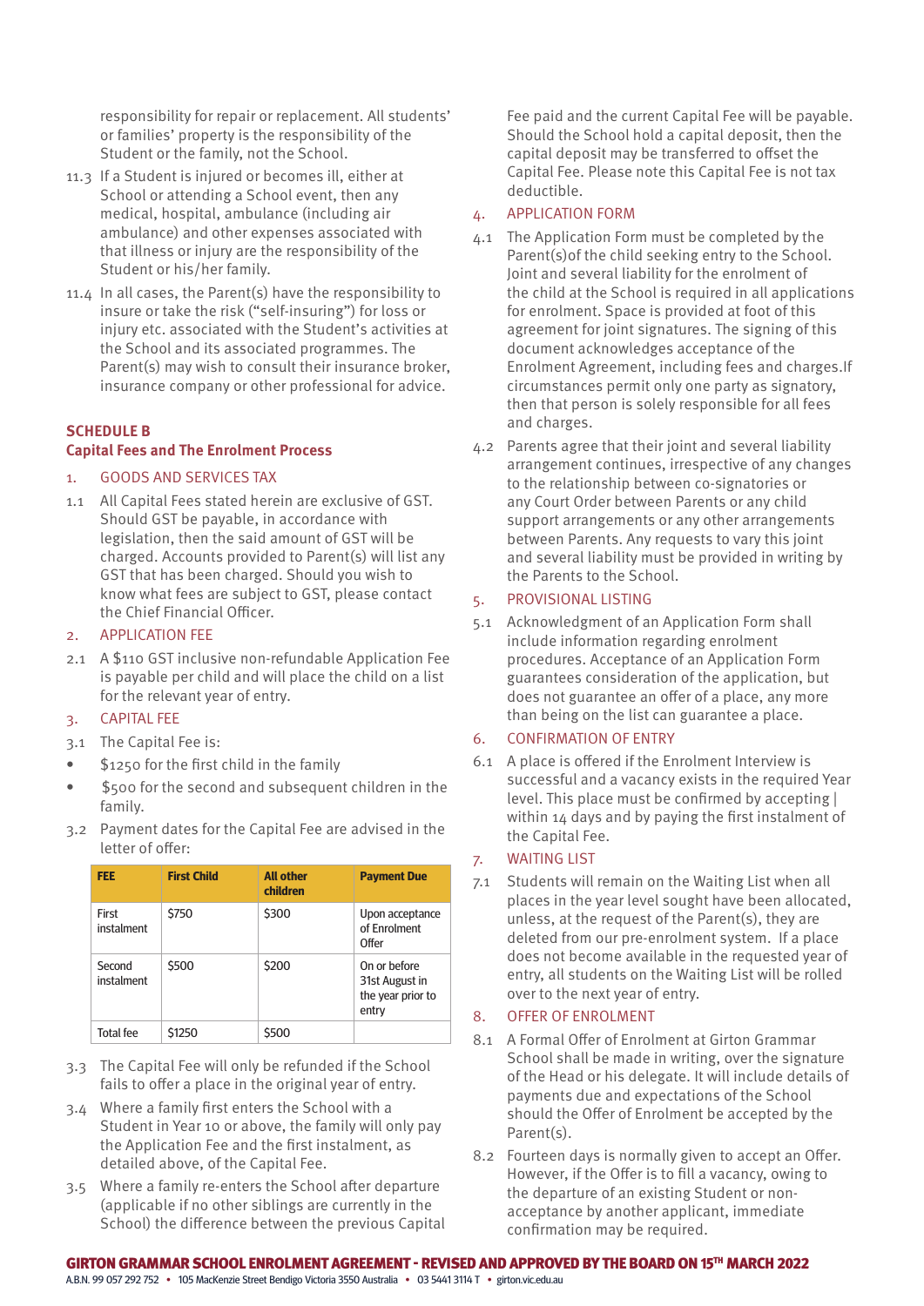responsibility for repair or replacement. All students' or families' property is the responsibility of the Student or the family, not the School.

11.3 If a Student is injured or becomes ill, either at School or attending a School event, then any medical, hospital, ambulance (including air ambulance) and other expenses associated with that illness or injury are the responsibility of the Student or his/her family.

11.4 In all cases, the Parent(s) have the responsibility to insure or take the risk ("self-insuring") for loss or injury etc. associated with the Student's activities at the School and its associated programmes. The Parent(s) may wish to consult their insurance broker, insurance company or other professional for advice.

## SCHEDULE B
## Capital Fees and The Enrolment Process

### 1. GOODS AND SERVICES TAX

1.1 All Capital Fees stated herein are exclusive of GST. Should GST be payable, in accordance with legislation, then the said amount of GST will be charged. Accounts provided to Parent(s) will list any GST that has been charged. Should you wish to know what fees are subject to GST, please contact the Chief Financial Officer.

### 2. APPLICATION FEE

2.1 A $110 GST inclusive non-refundable Application Fee is payable per child and will place the child on a list for the relevant year of entry.

### 3. CAPITAL FEE

3.1 The Capital Fee is:

- $1250 for the first child in the family
- $500 for the second and subsequent children in the family.

3.2 Payment dates for the Capital Fee are advised in the letter of offer:

| FEE | First Child | All other children | Payment Due |
|---|---|---|---|
| First instalment | $750 | $300 | Upon acceptance of Enrolment Offer |
| Second instalment | $500 | $200 | On or before 31st August in the year prior to entry |
| Total fee | $1250 | $500 | |

3.3 The Capital Fee will only be refunded if the School fails to offer a place in the original year of entry.

3.4 Where a family first enters the School with a Student in Year 10 or above, the family will only pay the Application Fee and the first instalment, as detailed above, of the Capital Fee.

3.5 Where a family re-enters the School after departure (applicable if no other siblings are currently in the School) the difference between the previous Capital Fee paid and the current Capital Fee will be payable. Should the School hold a capital deposit, then the capital deposit may be transferred to offset the Capital Fee. Please note this Capital Fee is not tax deductible.

### 4. APPLICATION FORM

4.1 The Application Form must be completed by the Parent(s)of the child seeking entry to the School. Joint and several liability for the enrolment of the child at the School is required in all applications for enrolment. Space is provided at foot of this agreement for joint signatures. The signing of this document acknowledges acceptance of the Enrolment Agreement, including fees and charges.If circumstances permit only one party as signatory, then that person is solely responsible for all fees and charges.

4.2 Parents agree that their joint and several liability arrangement continues, irrespective of any changes to the relationship between co-signatories or any Court Order between Parents or any child support arrangements or any other arrangements between Parents. Any requests to vary this joint and several liability must be provided in writing by the Parents to the School.

### 5. PROVISIONAL LISTING

5.1 Acknowledgment of an Application Form shall include information regarding enrolment procedures. Acceptance of an Application Form guarantees consideration of the application, but does not guarantee an offer of a place, any more than being on the list can guarantee a place.

### 6. CONFIRMATION OF ENTRY

6.1 A place is offered if the Enrolment Interview is successful and a vacancy exists in the required Year level. This place must be confirmed by accepting | within 14 days and by paying the first instalment of the Capital Fee.

### 7. WAITING LIST

7.1 Students will remain on the Waiting List when all places in the year level sought have been allocated, unless, at the request of the Parent(s), they are deleted from our pre-enrolment system. If a place does not become available in the requested year of entry, all students on the Waiting List will be rolled over to the next year of entry.

### 8. OFFER OF ENROLMENT

8.1 A Formal Offer of Enrolment at Girton Grammar School shall be made in writing, over the signature of the Head or his delegate. It will include details of payments due and expectations of the School should the Offer of Enrolment be accepted by the Parent(s).

8.2 Fourteen days is normally given to accept an Offer. However, if the Offer is to fill a vacancy, owing to the departure of an existing Student or non-acceptance by another applicant, immediate confirmation may be required.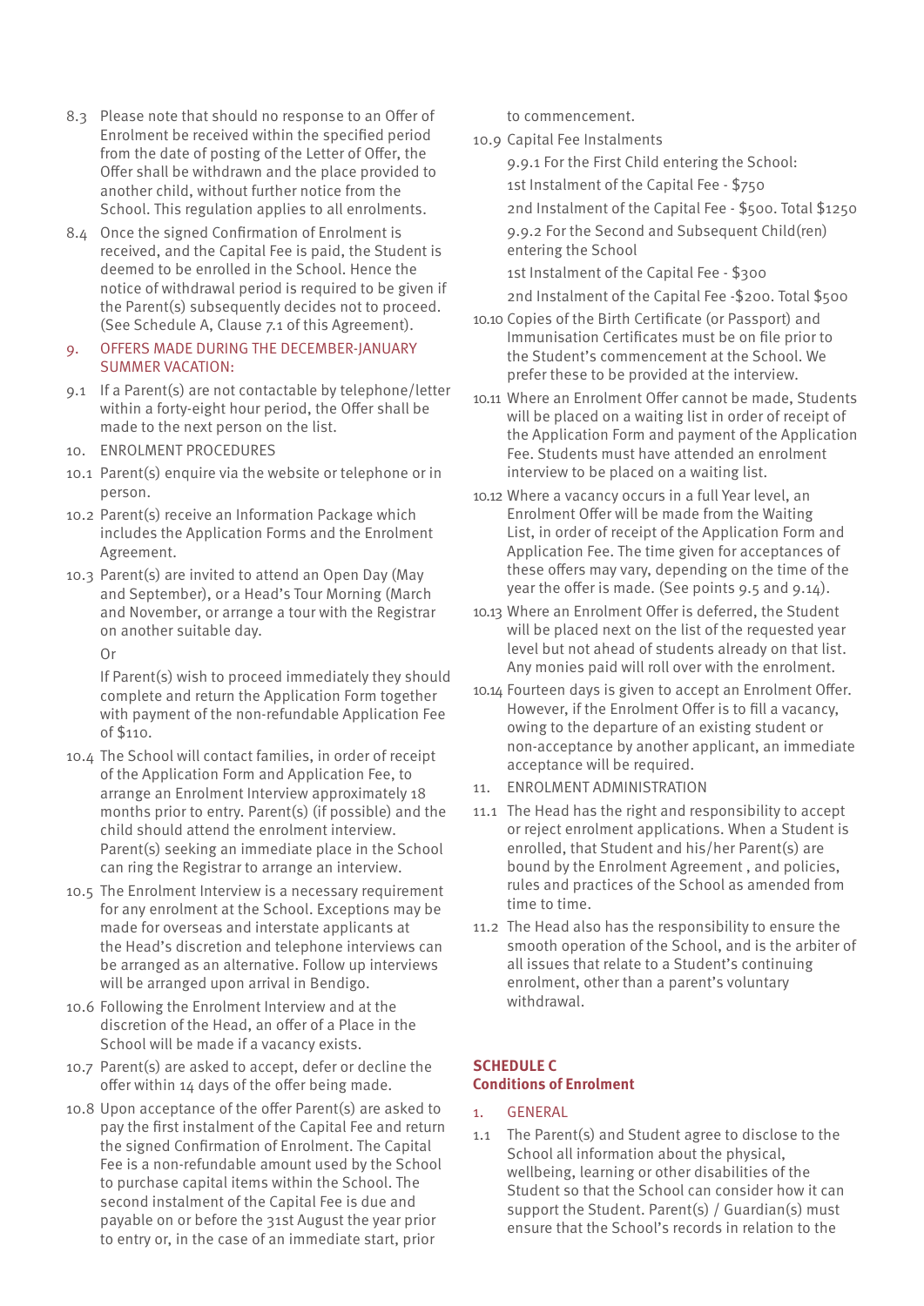8.3 Please note that should no response to an Offer of Enrolment be received within the specified period from the date of posting of the Letter of Offer, the Offer shall be withdrawn and the place provided to another child, without further notice from the School. This regulation applies to all enrolments.

8.4 Once the signed Confirmation of Enrolment is received, and the Capital Fee is paid, the Student is deemed to be enrolled in the School. Hence the notice of withdrawal period is required to be given if the Parent(s) subsequently decides not to proceed. (See Schedule A, Clause 7.1 of this Agreement).

9. OFFERS MADE DURING THE DECEMBER-JANUARY SUMMER VACATION:

9.1 If a Parent(s) are not contactable by telephone/letter within a forty-eight hour period, the Offer shall be made to the next person on the list.

10. ENROLMENT PROCEDURES

10.1 Parent(s) enquire via the website or telephone or in person.

10.2 Parent(s) receive an Information Package which includes the Application Forms and the Enrolment Agreement.

10.3 Parent(s) are invited to attend an Open Day (May and September), or a Head's Tour Morning (March and November, or arrange a tour with the Registrar on another suitable day.

Or

If Parent(s) wish to proceed immediately they should complete and return the Application Form together with payment of the non-refundable Application Fee of $110.

10.4 The School will contact families, in order of receipt of the Application Form and Application Fee, to arrange an Enrolment Interview approximately 18 months prior to entry. Parent(s) (if possible) and the child should attend the enrolment interview. Parent(s) seeking an immediate place in the School can ring the Registrar to arrange an interview.

10.5 The Enrolment Interview is a necessary requirement for any enrolment at the School. Exceptions may be made for overseas and interstate applicants at the Head's discretion and telephone interviews can be arranged as an alternative. Follow up interviews will be arranged upon arrival in Bendigo.

10.6 Following the Enrolment Interview and at the discretion of the Head, an offer of a Place in the School will be made if a vacancy exists.

10.7 Parent(s) are asked to accept, defer or decline the offer within 14 days of the offer being made.

10.8 Upon acceptance of the offer Parent(s) are asked to pay the first instalment of the Capital Fee and return the signed Confirmation of Enrolment. The Capital Fee is a non-refundable amount used by the School to purchase capital items within the School. The second instalment of the Capital Fee is due and payable on or before the 31st August the year prior to entry or, in the case of an immediate start, prior to commencement.

10.9 Capital Fee Instalments

9.9.1 For the First Child entering the School:

1st Instalment of the Capital Fee - $750

2nd Instalment of the Capital Fee - $500. Total $1250

9.9.2 For the Second and Subsequent Child(ren) entering the School

1st Instalment of the Capital Fee - $300

2nd Instalment of the Capital Fee -$200. Total $500

10.10 Copies of the Birth Certificate (or Passport) and Immunisation Certificates must be on file prior to the Student's commencement at the School. We prefer these to be provided at the interview.

10.11 Where an Enrolment Offer cannot be made, Students will be placed on a waiting list in order of receipt of the Application Form and payment of the Application Fee. Students must have attended an enrolment interview to be placed on a waiting list.

10.12 Where a vacancy occurs in a full Year level, an Enrolment Offer will be made from the Waiting List, in order of receipt of the Application Form and Application Fee. The time given for acceptances of these offers may vary, depending on the time of the year the offer is made. (See points 9.5 and 9.14).

10.13 Where an Enrolment Offer is deferred, the Student will be placed next on the list of the requested year level but not ahead of students already on that list. Any monies paid will roll over with the enrolment.

10.14 Fourteen days is given to accept an Enrolment Offer. However, if the Enrolment Offer is to fill a vacancy, owing to the departure of an existing student or non-acceptance by another applicant, an immediate acceptance will be required.

11. ENROLMENT ADMINISTRATION

11.1 The Head has the right and responsibility to accept or reject enrolment applications. When a Student is enrolled, that Student and his/her Parent(s) are bound by the Enrolment Agreement , and policies, rules and practices of the School as amended from time to time.

11.2 The Head also has the responsibility to ensure the smooth operation of the School, and is the arbiter of all issues that relate to a Student's continuing enrolment, other than a parent's voluntary withdrawal.

## SCHEDULE C
## Conditions of Enrolment

1. GENERAL

1.1 The Parent(s) and Student agree to disclose to the School all information about the physical, wellbeing, learning or other disabilities of the Student so that the School can consider how it can support the Student. Parent(s) / Guardian(s) must ensure that the School's records in relation to the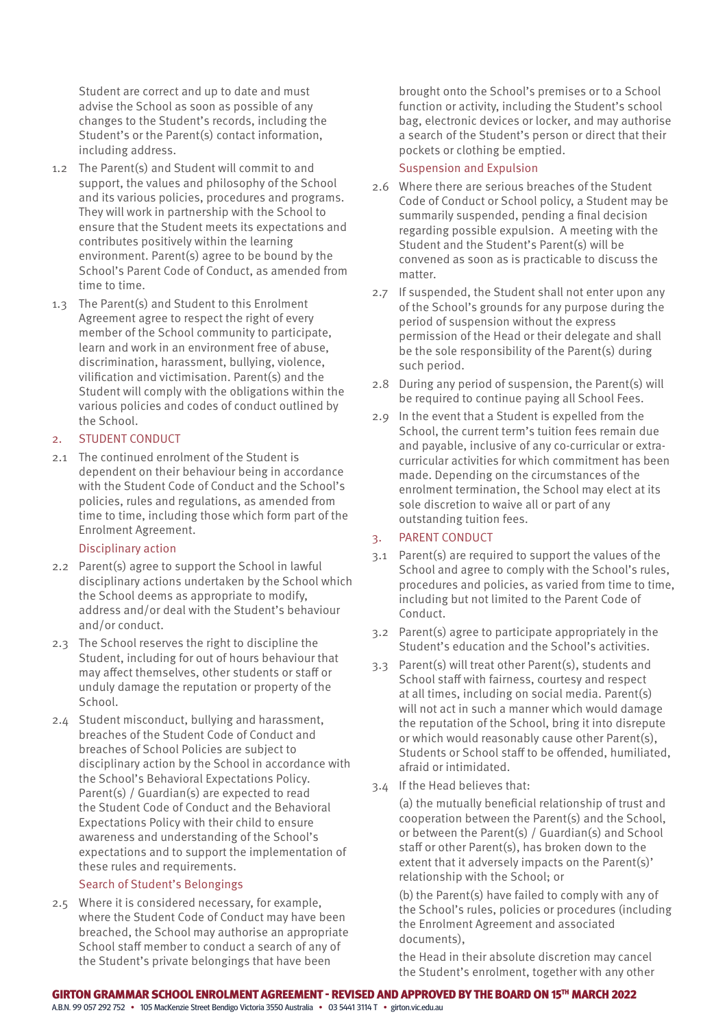Student are correct and up to date and must advise the School as soon as possible of any changes to the Student's records, including the Student's or the Parent(s) contact information, including address.

1.2 The Parent(s) and Student will commit to and support, the values and philosophy of the School and its various policies, procedures and programs. They will work in partnership with the School to ensure that the Student meets its expectations and contributes positively within the learning environment. Parent(s) agree to be bound by the School's Parent Code of Conduct, as amended from time to time.

1.3 The Parent(s) and Student to this Enrolment Agreement agree to respect the right of every member of the School community to participate, learn and work in an environment free of abuse, discrimination, harassment, bullying, violence, vilification and victimisation. Parent(s) and the Student will comply with the obligations within the various policies and codes of conduct outlined by the School.

## 2. STUDENT CONDUCT

2.1 The continued enrolment of the Student is dependent on their behaviour being in accordance with the Student Code of Conduct and the School's policies, rules and regulations, as amended from time to time, including those which form part of the Enrolment Agreement.

### Disciplinary action

2.2 Parent(s) agree to support the School in lawful disciplinary actions undertaken by the School which the School deems as appropriate to modify, address and/or deal with the Student's behaviour and/or conduct.

2.3 The School reserves the right to discipline the Student, including for out of hours behaviour that may affect themselves, other students or staff or unduly damage the reputation or property of the School.

2.4 Student misconduct, bullying and harassment, breaches of the Student Code of Conduct and breaches of School Policies are subject to disciplinary action by the School in accordance with the School's Behavioral Expectations Policy. Parent(s) / Guardian(s) are expected to read the Student Code of Conduct and the Behavioral Expectations Policy with their child to ensure awareness and understanding of the School's expectations and to support the implementation of these rules and requirements.

### Search of Student's Belongings

2.5 Where it is considered necessary, for example, where the Student Code of Conduct may have been breached, the School may authorise an appropriate School staff member to conduct a search of any of the Student's private belongings that have been brought onto the School's premises or to a School function or activity, including the Student's school bag, electronic devices or locker, and may authorise a search of the Student's person or direct that their pockets or clothing be emptied.

### Suspension and Expulsion

2.6 Where there are serious breaches of the Student Code of Conduct or School policy, a Student may be summarily suspended, pending a final decision regarding possible expulsion. A meeting with the Student and the Student's Parent(s) will be convened as soon as is practicable to discuss the matter.

2.7 If suspended, the Student shall not enter upon any of the School's grounds for any purpose during the period of suspension without the express permission of the Head or their delegate and shall be the sole responsibility of the Parent(s) during such period.

2.8 During any period of suspension, the Parent(s) will be required to continue paying all School Fees.

2.9 In the event that a Student is expelled from the School, the current term's tuition fees remain due and payable, inclusive of any co-curricular or extra-curricular activities for which commitment has been made. Depending on the circumstances of the enrolment termination, the School may elect at its sole discretion to waive all or part of any outstanding tuition fees.

## 3. PARENT CONDUCT

3.1 Parent(s) are required to support the values of the School and agree to comply with the School's rules, procedures and policies, as varied from time to time, including but not limited to the Parent Code of Conduct.

3.2 Parent(s) agree to participate appropriately in the Student's education and the School's activities.

3.3 Parent(s) will treat other Parent(s), students and School staff with fairness, courtesy and respect at all times, including on social media. Parent(s) will not act in such a manner which would damage the reputation of the School, bring it into disrepute or which would reasonably cause other Parent(s), Students or School staff to be offended, humiliated, afraid or intimidated.

3.4 If the Head believes that:

(a) the mutually beneficial relationship of trust and cooperation between the Parent(s) and the School, or between the Parent(s) / Guardian(s) and School staff or other Parent(s), has broken down to the extent that it adversely impacts on the Parent(s)' relationship with the School; or

(b) the Parent(s) have failed to comply with any of the School's rules, policies or procedures (including the Enrolment Agreement and associated documents),

the Head in their absolute discretion may cancel the Student's enrolment, together with any other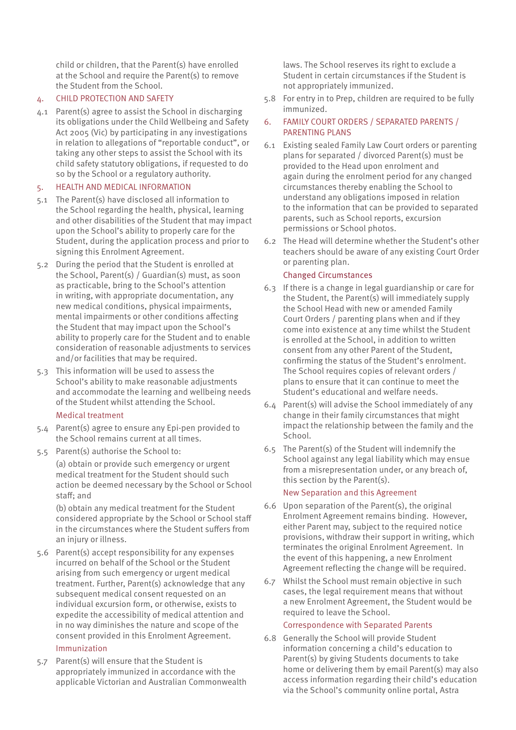child or children, that the Parent(s) have enrolled at the School and require the Parent(s) to remove the Student from the School.

## 4. CHILD PROTECTION AND SAFETY

4.1 Parent(s) agree to assist the School in discharging its obligations under the Child Wellbeing and Safety Act 2005 (Vic) by participating in any investigations in relation to allegations of "reportable conduct", or taking any other steps to assist the School with its child safety statutory obligations, if requested to do so by the School or a regulatory authority.

## 5. HEALTH AND MEDICAL INFORMATION

5.1 The Parent(s) have disclosed all information to the School regarding the health, physical, learning and other disabilities of the Student that may impact upon the School's ability to properly care for the Student, during the application process and prior to signing this Enrolment Agreement.

5.2 During the period that the Student is enrolled at the School, Parent(s) / Guardian(s) must, as soon as practicable, bring to the School's attention in writing, with appropriate documentation, any new medical conditions, physical impairments, mental impairments or other conditions affecting the Student that may impact upon the School's ability to properly care for the Student and to enable consideration of reasonable adjustments to services and/or facilities that may be required.

5.3 This information will be used to assess the School's ability to make reasonable adjustments and accommodate the learning and wellbeing needs of the Student whilst attending the School.

### Medical treatment

5.4 Parent(s) agree to ensure any Epi-pen provided to the School remains current at all times.

5.5 Parent(s) authorise the School to:

(a) obtain or provide such emergency or urgent medical treatment for the Student should such action be deemed necessary by the School or School staff; and

(b) obtain any medical treatment for the Student considered appropriate by the School or School staff in the circumstances where the Student suffers from an injury or illness.

5.6 Parent(s) accept responsibility for any expenses incurred on behalf of the School or the Student arising from such emergency or urgent medical treatment. Further, Parent(s) acknowledge that any subsequent medical consent requested on an individual excursion form, or otherwise, exists to expedite the accessibility of medical attention and in no way diminishes the nature and scope of the consent provided in this Enrolment Agreement.

### Immunization

5.7 Parent(s) will ensure that the Student is appropriately immunized in accordance with the applicable Victorian and Australian Commonwealth laws. The School reserves its right to exclude a Student in certain circumstances if the Student is not appropriately immunized.

5.8 For entry in to Prep, children are required to be fully immunized.

## 6. FAMILY COURT ORDERS / SEPARATED PARENTS / PARENTING PLANS

6.1 Existing sealed Family Law Court orders or parenting plans for separated / divorced Parent(s) must be provided to the Head upon enrolment and again during the enrolment period for any changed circumstances thereby enabling the School to understand any obligations imposed in relation to the information that can be provided to separated parents, such as School reports, excursion permissions or School photos.

6.2 The Head will determine whether the Student's other teachers should be aware of any existing Court Order or parenting plan.

### Changed Circumstances

6.3 If there is a change in legal guardianship or care for the Student, the Parent(s) will immediately supply the School Head with new or amended Family Court Orders / parenting plans when and if they come into existence at any time whilst the Student is enrolled at the School, in addition to written consent from any other Parent of the Student, confirming the status of the Student's enrolment. The School requires copies of relevant orders / plans to ensure that it can continue to meet the Student's educational and welfare needs.

6.4 Parent(s) will advise the School immediately of any change in their family circumstances that might impact the relationship between the family and the School.

6.5 The Parent(s) of the Student will indemnify the School against any legal liability which may ensue from a misrepresentation under, or any breach of, this section by the Parent(s).

### New Separation and this Agreement

6.6 Upon separation of the Parent(s), the original Enrolment Agreement remains binding. However, either Parent may, subject to the required notice provisions, withdraw their support in writing, which terminates the original Enrolment Agreement. In the event of this happening, a new Enrolment Agreement reflecting the change will be required.

6.7 Whilst the School must remain objective in such cases, the legal requirement means that without a new Enrolment Agreement, the Student would be required to leave the School.

### Correspondence with Separated Parents

6.8 Generally the School will provide Student information concerning a child's education to Parent(s) by giving Students documents to take home or delivering them by email Parent(s) may also access information regarding their child's education via the School's community online portal, Astra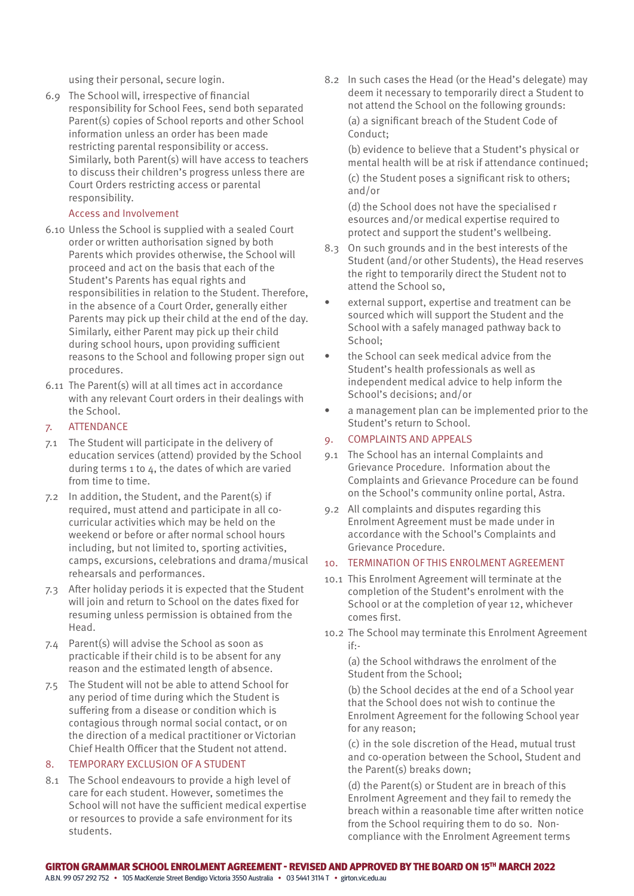using their personal, secure login.

6.9 The School will, irrespective of financial responsibility for School Fees, send both separated Parent(s) copies of School reports and other School information unless an order has been made restricting parental responsibility or access. Similarly, both Parent(s) will have access to teachers to discuss their children's progress unless there are Court Orders restricting access or parental responsibility.

### Access and Involvement

6.10 Unless the School is supplied with a sealed Court order or written authorisation signed by both Parents which provides otherwise, the School will proceed and act on the basis that each of the Student's Parents has equal rights and responsibilities in relation to the Student. Therefore, in the absence of a Court Order, generally either Parents may pick up their child at the end of the day. Similarly, either Parent may pick up their child during school hours, upon providing sufficient reasons to the School and following proper sign out procedures.

6.11 The Parent(s) will at all times act in accordance with any relevant Court orders in their dealings with the School.

## 7. ATTENDANCE

7.1 The Student will participate in the delivery of education services (attend) provided by the School during terms 1 to 4, the dates of which are varied from time to time.

7.2 In addition, the Student, and the Parent(s) if required, must attend and participate in all co-curricular activities which may be held on the weekend or before or after normal school hours including, but not limited to, sporting activities, camps, excursions, celebrations and drama/musical rehearsals and performances.

7.3 After holiday periods it is expected that the Student will join and return to School on the dates fixed for resuming unless permission is obtained from the Head.

7.4 Parent(s) will advise the School as soon as practicable if their child is to be absent for any reason and the estimated length of absence.

7.5 The Student will not be able to attend School for any period of time during which the Student is suffering from a disease or condition which is contagious through normal social contact, or on the direction of a medical practitioner or Victorian Chief Health Officer that the Student not attend.

## 8. TEMPORARY EXCLUSION OF A STUDENT

8.1 The School endeavours to provide a high level of care for each student. However, sometimes the School will not have the sufficient medical expertise or resources to provide a safe environment for its students.

8.2 In such cases the Head (or the Head's delegate) may deem it necessary to temporarily direct a Student to not attend the School on the following grounds:

(a) a significant breach of the Student Code of Conduct;

(b) evidence to believe that a Student's physical or mental health will be at risk if attendance continued;

(c) the Student poses a significant risk to others; and/or

(d) the School does not have the specialised r esources and/or medical expertise required to protect and support the student's wellbeing.

8.3 On such grounds and in the best interests of the Student (and/or other Students), the Head reserves the right to temporarily direct the Student not to attend the School so,

- external support, expertise and treatment can be sourced which will support the Student and the School with a safely managed pathway back to School;
- the School can seek medical advice from the Student's health professionals as well as independent medical advice to help inform the School's decisions; and/or
- a management plan can be implemented prior to the Student's return to School.

## 9. COMPLAINTS AND APPEALS

9.1 The School has an internal Complaints and Grievance Procedure. Information about the Complaints and Grievance Procedure can be found on the School's community online portal, Astra.

9.2 All complaints and disputes regarding this Enrolment Agreement must be made under in accordance with the School's Complaints and Grievance Procedure.

## 10. TERMINATION OF THIS ENROLMENT AGREEMENT

10.1 This Enrolment Agreement will terminate at the completion of the Student's enrolment with the School or at the completion of year 12, whichever comes first.

10.2 The School may terminate this Enrolment Agreement if:-

(a) the School withdraws the enrolment of the Student from the School;

(b) the School decides at the end of a School year that the School does not wish to continue the Enrolment Agreement for the following School year for any reason;

(c) in the sole discretion of the Head, mutual trust and co-operation between the School, Student and the Parent(s) breaks down;

(d) the Parent(s) or Student are in breach of this Enrolment Agreement and they fail to remedy the breach within a reasonable time after written notice from the School requiring them to do so. Non-compliance with the Enrolment Agreement terms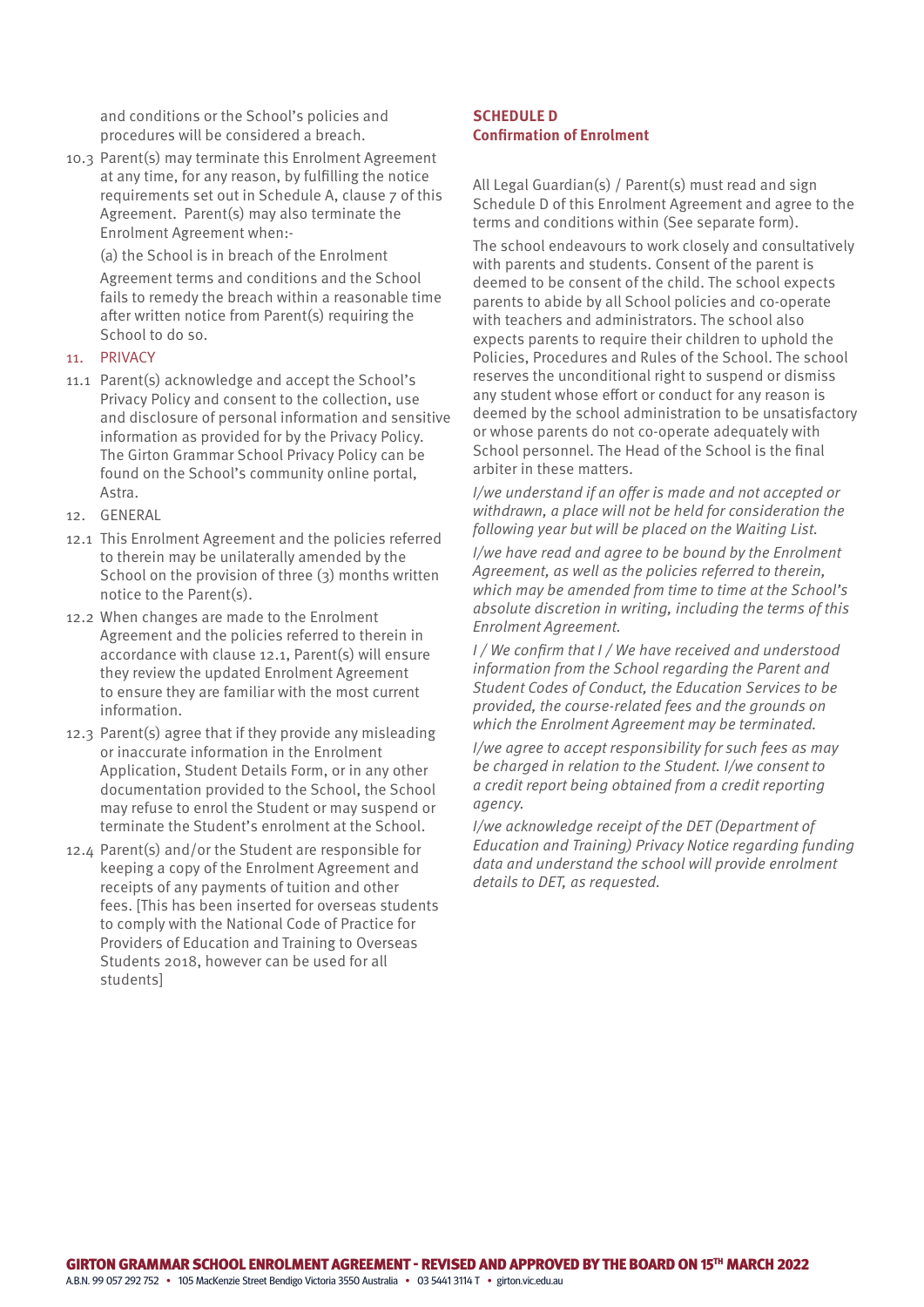and conditions or the School's policies and procedures will be considered a breach.

10.3 Parent(s) may terminate this Enrolment Agreement at any time, for any reason, by fulfilling the notice requirements set out in Schedule A, clause 7 of this Agreement. Parent(s) may also terminate the Enrolment Agreement when:-

(a) the School is in breach of the Enrolment Agreement terms and conditions and the School fails to remedy the breach within a reasonable time after written notice from Parent(s) requiring the School to do so.

11. PRIVACY

11.1 Parent(s) acknowledge and accept the School's Privacy Policy and consent to the collection, use and disclosure of personal information and sensitive information as provided for by the Privacy Policy. The Girton Grammar School Privacy Policy can be found on the School's community online portal, Astra.

12. GENERAL

12.1 This Enrolment Agreement and the policies referred to therein may be unilaterally amended by the School on the provision of three (3) months written notice to the Parent(s).

12.2 When changes are made to the Enrolment Agreement and the policies referred to therein in accordance with clause 12.1, Parent(s) will ensure they review the updated Enrolment Agreement to ensure they are familiar with the most current information.

12.3 Parent(s) agree that if they provide any misleading or inaccurate information in the Enrolment Application, Student Details Form, or in any other documentation provided to the School, the School may refuse to enrol the Student or may suspend or terminate the Student's enrolment at the School.

12.4 Parent(s) and/or the Student are responsible for keeping a copy of the Enrolment Agreement and receipts of any payments of tuition and other fees. [This has been inserted for overseas students to comply with the National Code of Practice for Providers of Education and Training to Overseas Students 2018, however can be used for all students]

**SCHEDULE D**
**Confirmation of Enrolment**

All Legal Guardian(s) / Parent(s) must read and sign Schedule D of this Enrolment Agreement and agree to the terms and conditions within (See separate form).

The school endeavours to work closely and consultatively with parents and students. Consent of the parent is deemed to be consent of the child. The school expects parents to abide by all School policies and co-operate with teachers and administrators. The school also expects parents to require their children to uphold the Policies, Procedures and Rules of the School. The school reserves the unconditional right to suspend or dismiss any student whose effort or conduct for any reason is deemed by the school administration to be unsatisfactory or whose parents do not co-operate adequately with School personnel. The Head of the School is the final arbiter in these matters.

*I/we understand if an offer is made and not accepted or withdrawn, a place will not be held for consideration the following year but will be placed on the Waiting List.*

*I/we have read and agree to be bound by the Enrolment Agreement, as well as the policies referred to therein, which may be amended from time to time at the School's absolute discretion in writing, including the terms of this Enrolment Agreement.*

*I / We confirm that I / We have received and understood information from the School regarding the Parent and Student Codes of Conduct, the Education Services to be provided, the course-related fees and the grounds on which the Enrolment Agreement may be terminated.*

*I/we agree to accept responsibility for such fees as may be charged in relation to the Student. I/we consent to a credit report being obtained from a credit reporting agency.*

*I/we acknowledge receipt of the DET (Department of Education and Training) Privacy Notice regarding funding data and understand the school will provide enrolment details to DET, as requested.*